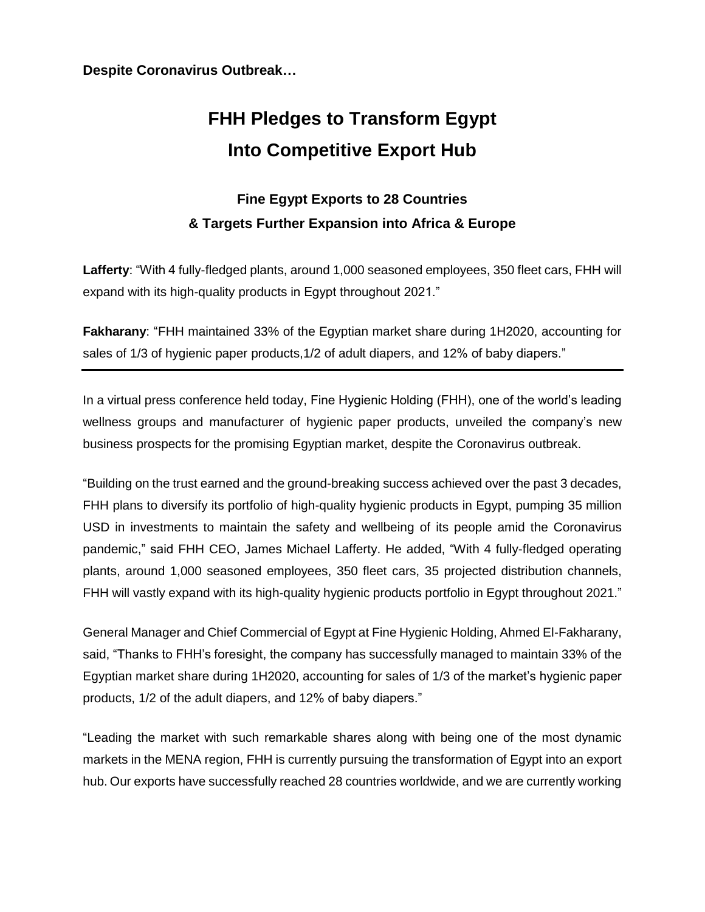**Despite Coronavirus Outbreak…**

# FHH Pledges to Transform Egypt Into Competitive Export Hub

## Fine Egypt Exports to 28 Countries & Targets Further Expansion into Africa & Europe

**Lafferty**: "With 4 fully-fledged plants, around 1,000 seasoned employees, 350 fleet cars, FHH will expand with its high-quality products in Egypt throughout 2021."

**Fakharany**: "FHH maintained 33% of the Egyptian market share during 1H2020, accounting for sales of 1/3 of hygienic paper products,1/2 of adult diapers, and 12% of baby diapers."

---

In a virtual press conference held today, Fine Hygienic Holding (FHH), one of the world's leading wellness groups and manufacturer of hygienic paper products, unveiled the company's new business prospects for the promising Egyptian market, despite the Coronavirus outbreak.

"Building on the trust earned and the ground-breaking success achieved over the past 3 decades, FHH plans to diversify its portfolio of high-quality hygienic products in Egypt, pumping 35 million USD in investments to maintain the safety and wellbeing of its people amid the Coronavirus pandemic," said FHH CEO, James Michael Lafferty. He added, "With 4 fully-fledged operating plants, around 1,000 seasoned employees, 350 fleet cars, 35 projected distribution channels, FHH will vastly expand with its high-quality hygienic products portfolio in Egypt throughout 2021."

General Manager and Chief Commercial of Egypt at Fine Hygienic Holding, Ahmed El-Fakharany, said, "Thanks to FHH's foresight, the company has successfully managed to maintain 33% of the Egyptian market share during 1H2020, accounting for sales of 1/3 of the market's hygienic paper products, 1/2 of the adult diapers, and 12% of baby diapers."

"Leading the market with such remarkable shares along with being one of the most dynamic markets in the MENA region, FHH is currently pursuing the transformation of Egypt into an export hub. Our exports have successfully reached 28 countries worldwide, and we are currently working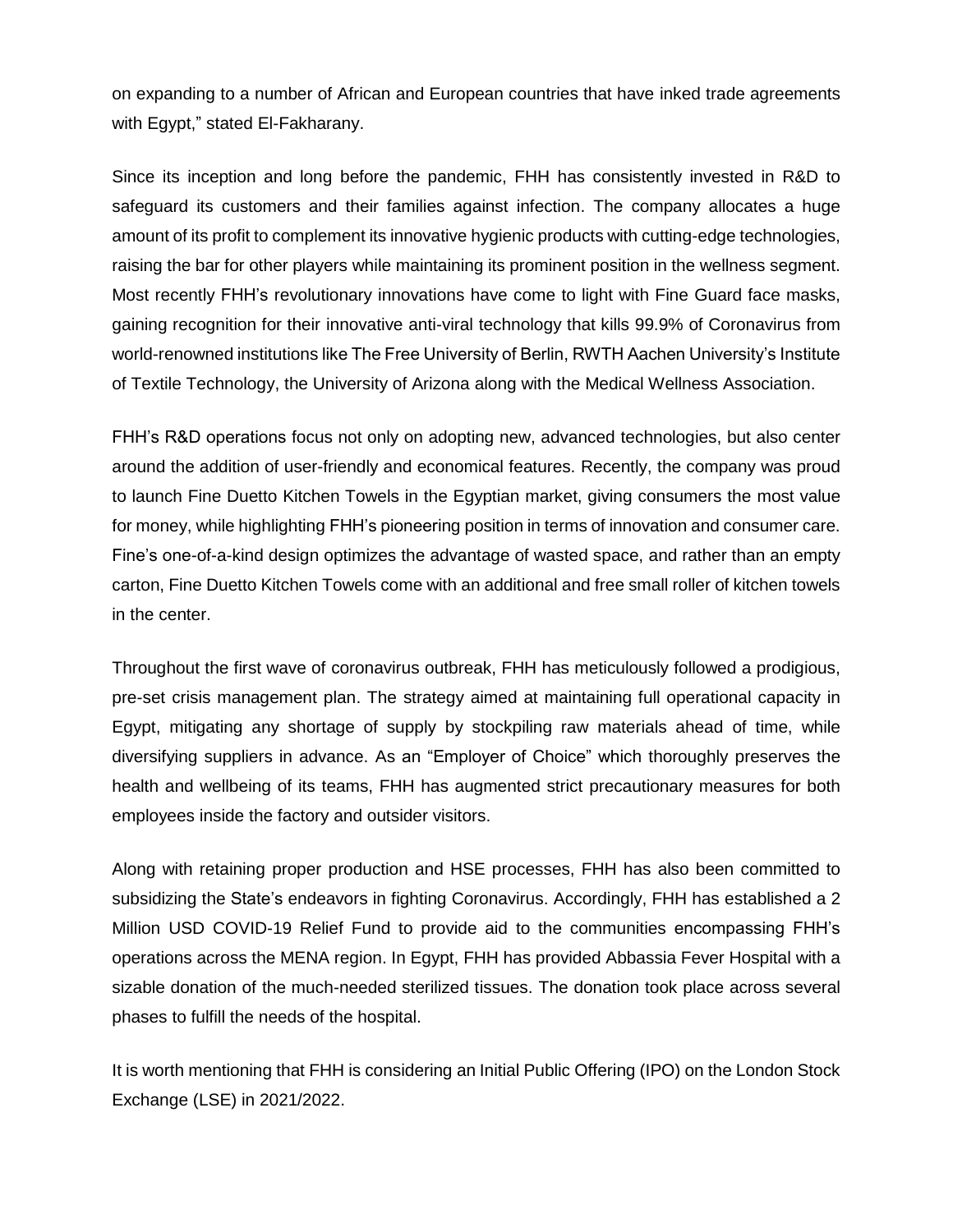on expanding to a number of African and European countries that have inked trade agreements with Egypt," stated El-Fakharany.

Since its inception and long before the pandemic, FHH has consistently invested in R&D to safeguard its customers and their families against infection. The company allocates a huge amount of its profit to complement its innovative hygienic products with cutting-edge technologies, raising the bar for other players while maintaining its prominent position in the wellness segment. Most recently FHH's revolutionary innovations have come to light with Fine Guard face masks, gaining recognition for their innovative anti-viral technology that kills 99.9% of Coronavirus from world-renowned institutions like The Free University of Berlin, RWTH Aachen University's Institute of Textile Technology, the University of Arizona along with the Medical Wellness Association.

FHH's R&D operations focus not only on adopting new, advanced technologies, but also center around the addition of user-friendly and economical features. Recently, the company was proud to launch Fine Duetto Kitchen Towels in the Egyptian market, giving consumers the most value for money, while highlighting FHH's pioneering position in terms of innovation and consumer care. Fine's one-of-a-kind design optimizes the advantage of wasted space, and rather than an empty carton, Fine Duetto Kitchen Towels come with an additional and free small roller of kitchen towels in the center.

Throughout the first wave of coronavirus outbreak, FHH has meticulously followed a prodigious, pre-set crisis management plan. The strategy aimed at maintaining full operational capacity in Egypt, mitigating any shortage of supply by stockpiling raw materials ahead of time, while diversifying suppliers in advance. As an "Employer of Choice" which thoroughly preserves the health and wellbeing of its teams, FHH has augmented strict precautionary measures for both employees inside the factory and outsider visitors.

Along with retaining proper production and HSE processes, FHH has also been committed to subsidizing the State's endeavors in fighting Coronavirus. Accordingly, FHH has established a 2 Million USD COVID-19 Relief Fund to provide aid to the communities encompassing FHH's operations across the MENA region. In Egypt, FHH has provided Abbassia Fever Hospital with a sizable donation of the much-needed sterilized tissues. The donation took place across several phases to fulfill the needs of the hospital.

It is worth mentioning that FHH is considering an Initial Public Offering (IPO) on the London Stock Exchange (LSE) in 2021/2022.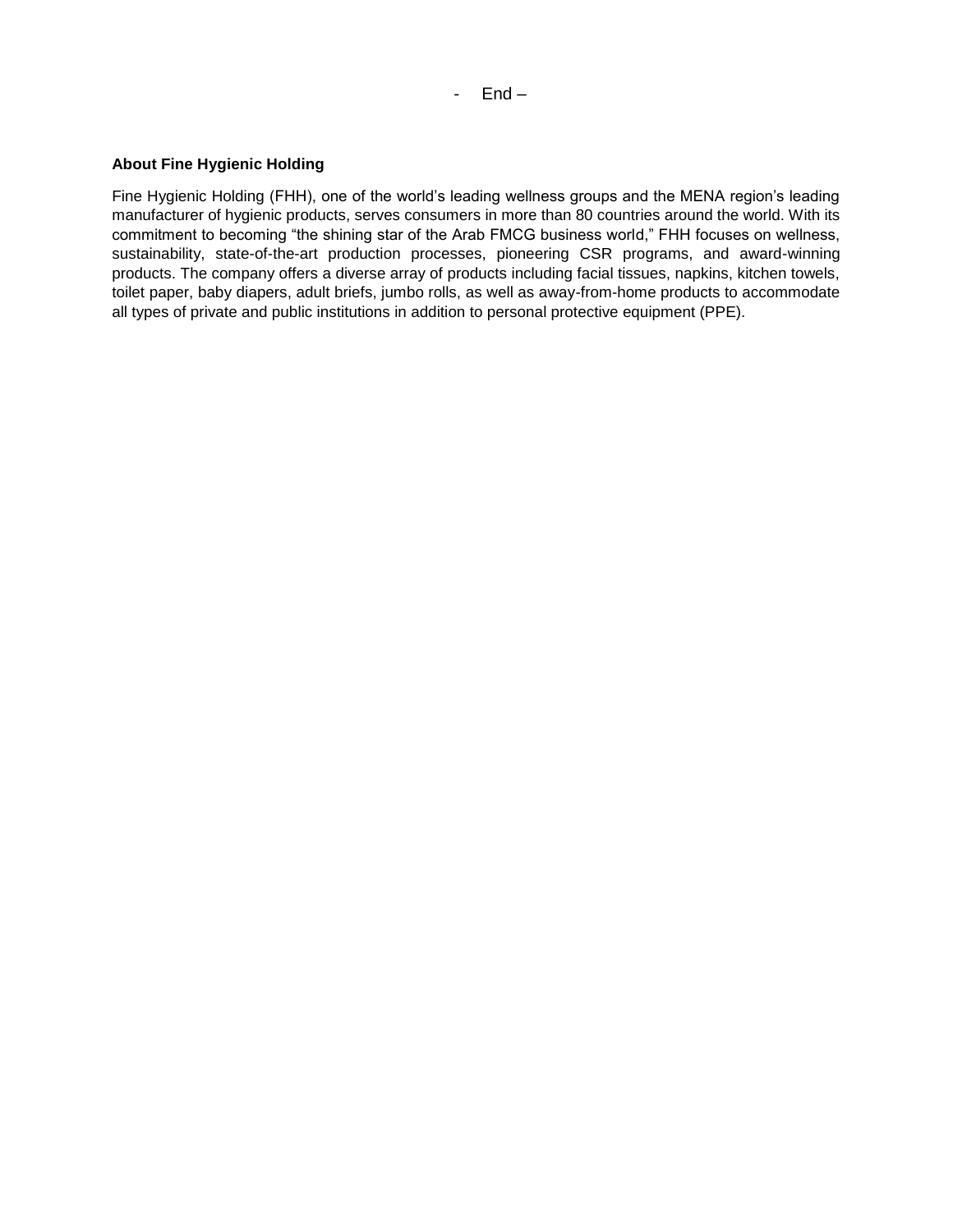- End –

**About Fine Hygienic Holding**

Fine Hygienic Holding (FHH), one of the world's leading wellness groups and the MENA region's leading manufacturer of hygienic products, serves consumers in more than 80 countries around the world. With its commitment to becoming "the shining star of the Arab FMCG business world," FHH focuses on wellness, sustainability, state-of-the-art production processes, pioneering CSR programs, and award-winning products. The company offers a diverse array of products including facial tissues, napkins, kitchen towels, toilet paper, baby diapers, adult briefs, jumbo rolls, as well as away-from-home products to accommodate all types of private and public institutions in addition to personal protective equipment (PPE).